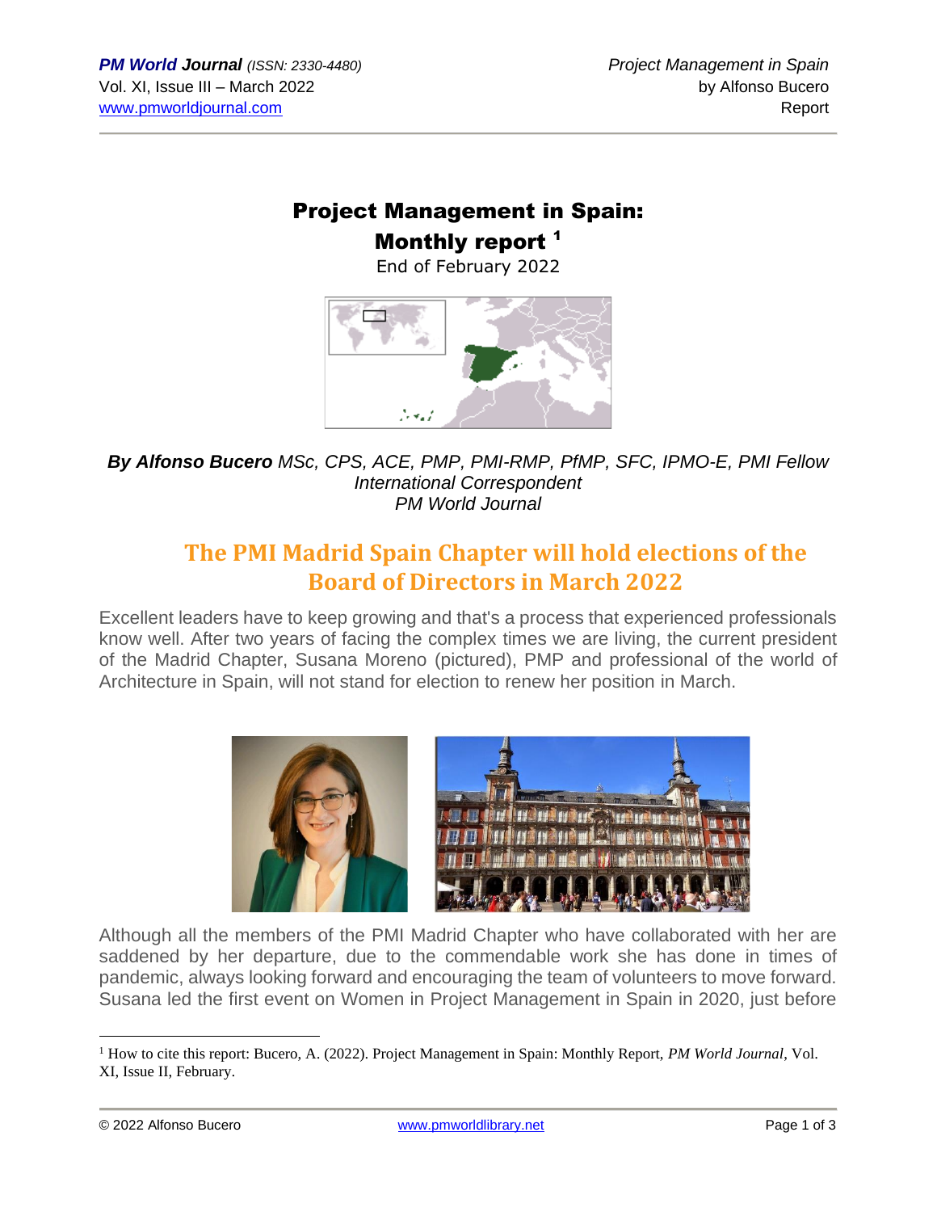# Project Management in Spain: Monthly report [1]

End of February 2022

***By Alfonso Bucero** MSc, CPS, ACE, PMP, PMI-RMP, PfMP, SFC, IPMO-E, PMI Fellow*
*International Correspondent*
*PM World Journal*

## The PMI Madrid Spain Chapter will hold elections of the Board of Directors in March 2022

Excellent leaders have to keep growing and that's a process that experienced professionals know well. After two years of facing the complex times we are living, the current president of the Madrid Chapter, Susana Moreno (pictured), PMP and professional of the world of Architecture in Spain, will not stand for election to renew her position in March.

Although all the members of the PMI Madrid Chapter who have collaborated with her are saddened by her departure, due to the commendable work she has done in times of pandemic, always looking forward and encouraging the team of volunteers to move forward. Susana led the first event on Women in Project Management in Spain in 2020, just before

---

[1] How to cite this report: Bucero, A. (2022). Project Management in Spain: Monthly Report, *PM World Journal*, Vol. XI, Issue II, February.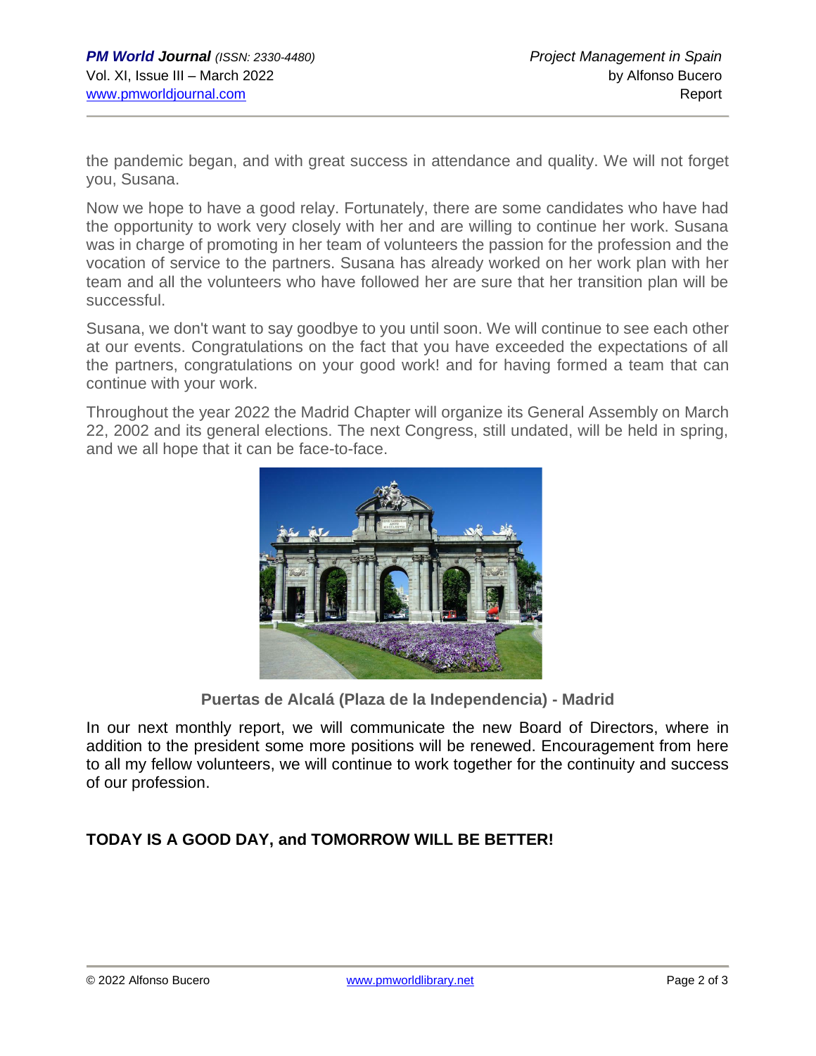the pandemic began, and with great success in attendance and quality. We will not forget you, Susana.

Now we hope to have a good relay. Fortunately, there are some candidates who have had the opportunity to work very closely with her and are willing to continue her work. Susana was in charge of promoting in her team of volunteers the passion for the profession and the vocation of service to the partners. Susana has already worked on her work plan with her team and all the volunteers who have followed her are sure that her transition plan will be successful.

Susana, we don't want to say goodbye to you until soon. We will continue to see each other at our events. Congratulations on the fact that you have exceeded the expectations of all the partners, congratulations on your good work! and for having formed a team that can continue with your work.

Throughout the year 2022 the Madrid Chapter will organize its General Assembly on March 22, 2002 and its general elections. The next Congress, still undated, will be held in spring, and we all hope that it can be face-to-face.

**Puertas de Alcalá (Plaza de la Independencia) - Madrid**

In our next monthly report, we will communicate the new Board of Directors, where in addition to the president some more positions will be renewed. Encouragement from here to all my fellow volunteers, we will continue to work together for the continuity and success of our profession.

**TODAY IS A GOOD DAY, and TOMORROW WILL BE BETTER!**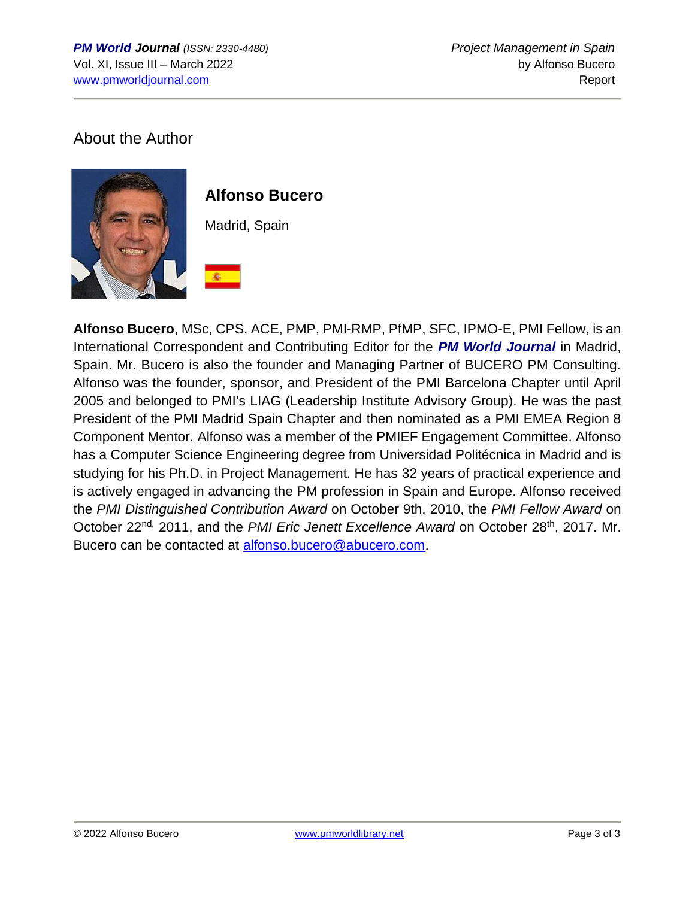## About the Author

### Alfonso Bucero

Madrid, Spain

**Alfonso Bucero**, MSc, CPS, ACE, PMP, PMI-RMP, PfMP, SFC, IPMO-E, PMI Fellow, is an International Correspondent and Contributing Editor for the ***PM World Journal*** in Madrid, Spain. Mr. Bucero is also the founder and Managing Partner of BUCERO PM Consulting. Alfonso was the founder, sponsor, and President of the PMI Barcelona Chapter until April 2005 and belonged to PMI's LIAG (Leadership Institute Advisory Group). He was the past President of the PMI Madrid Spain Chapter and then nominated as a PMI EMEA Region 8 Component Mentor. Alfonso was a member of the PMIEF Engagement Committee. Alfonso has a Computer Science Engineering degree from Universidad Politécnica in Madrid and is studying for his Ph.D. in Project Management. He has 32 years of practical experience and is actively engaged in advancing the PM profession in Spain and Europe. Alfonso received the *PMI Distinguished Contribution Award* on October 9th, 2010, the *PMI Fellow Award* on October 22nd, 2011, and the *PMI Eric Jenett Excellence Award* on October 28th, 2017. Mr. Bucero can be contacted at alfonso.bucero@abucero.com.